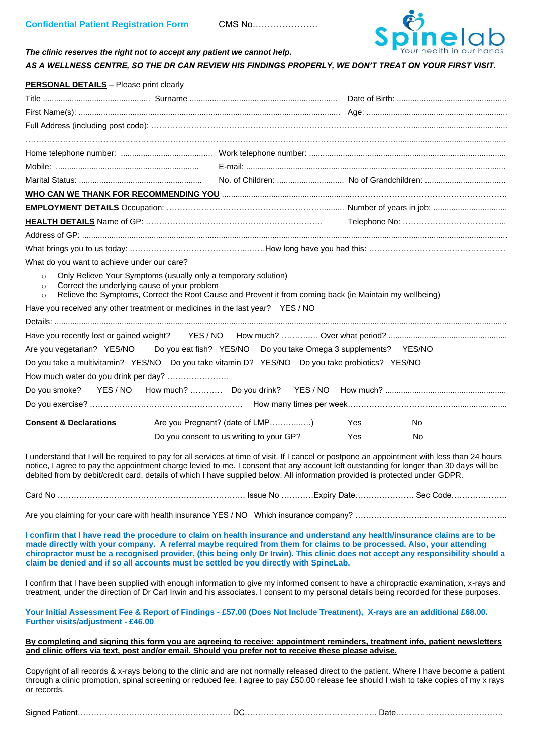**Confidential Patient Registration Form** CMS No………………….

Spinelab
Your health in our hands

***The clinic reserves the right not to accept any patient we cannot help.***

***AS A WELLNESS CENTRE, SO THE DR CAN REVIEW HIS FINDINGS PROPERLY, WE DON'T TREAT ON YOUR FIRST VISIT.***

**PERSONAL DETAILS** – Please print clearly

Title ................................................ Surname ................................................................. Date of Birth: ................................................

First Name(s): .................................................................................................................... Age: ...............................................................

Full Address (including post code): …………………………………………………………………………………………..................................................

…………………………………………………………………………………………………………………………………...............................................

Home telephone number: ......................................... Work telephone number: ........................................................................................

Mobile: ................................................................ E-mail: ....................................................................................................................

Marital Status: ....................................................... No. of Children: ............................. No of Grandchildren: ....................................

**WHO CAN WE THANK FOR RECOMMENDING YOU** .........................................................………………………………………………

**EMPLOYMENT DETAILS** Occupation: ………………………………………………............ Number of years in job: ................................

**HEALTH DETAILS** Name of GP: ……………………………………………………… Telephone No: ……………………………….

Address of GP: ...........................................................................................................................................................................................

What brings you to us today: ……………………………………...……How long have you had this: ……………………………………………

What do you want to achieve under our care?

- Only Relieve Your Symptoms (usually only a temporary solution)
- Correct the underlying cause of your problem
- Relieve the Symptoms, Correct the Root Cause and Prevent it from coming back (ie Maintain my wellbeing)

Have you received any other treatment or medicines in the last year? YES / NO

Details: .......................................................................................................................................................................................................

Have you recently lost or gained weight? YES / NO How much? …………. Over what period? ....................................................

Are you vegetarian? YES/NO Do you eat fish? YES/NO Do you take Omega 3 supplements? YES/NO

Do you take a multivitamin? YES/NO Do you take vitamin D? YES/NO Do you take probiotics? YES/NO

How much water do you drink per day? …………………..

Do you smoke? YES / NO How much? ………… Do you drink? YES / NO How much? .....................................................

Do you exercise? ………………………………………………… How many times per week…………………………...……........................

| **Consent & Declarations** | Are you Pregnant? (date of LMP…………...…) | Yes | No |
|---|---|---|---|
| | Do you consent to us writing to your GP? | Yes | No |

I understand that I will be required to pay for all services at time of visit. If I cancel or postpone an appointment with less than 24 hours notice, I agree to pay the appointment charge levied to me. I consent that any account left outstanding for longer than 30 days will be debited from by debit/credit card, details of which I have supplied below. All information provided is protected under GDPR.

Card No ……………………………………………………………. Issue No …………Expiry Date…………………. Sec Code………….……..

Are you claiming for your care with health insurance YES / NO Which insurance company? …………………….………………………..

**I confirm that I have read the procedure to claim on health insurance and understand any health/insurance claims are to be made directly with your company. A referral maybe required from them for claims to be processed. Also, your attending chiropractor must be a recognised provider, (this being only Dr Irwin). This clinic does not accept any responsibility should a claim be denied and if so all accounts must be settled be you directly with SpineLab.**

I confirm that I have been supplied with enough information to give my informed consent to have a chiropractic examination, x-rays and treatment, under the direction of Dr Carl Irwin and his associates. I consent to my personal details being recorded for these purposes.

**Your Initial Assessment Fee & Report of Findings - £57.00 (Does Not Include Treatment), X-rays are an additional £68.00. Further visits/adjustment - £46.00**

**By completing and signing this form you are agreeing to receive: appointment reminders, treatment info, patient newsletters and clinic offers via text, post and/or email. Should you prefer not to receive these please advise.**

Copyright of all records & x-rays belong to the clinic and are not normally released direct to the patient. Where I have become a patient through a clinic promotion, spinal screening or reduced fee, I agree to pay £50.00 release fee should I wish to take copies of my x rays or records.

Signed Patient………………………………………………… DC…………...……………………….…. Date………………………………….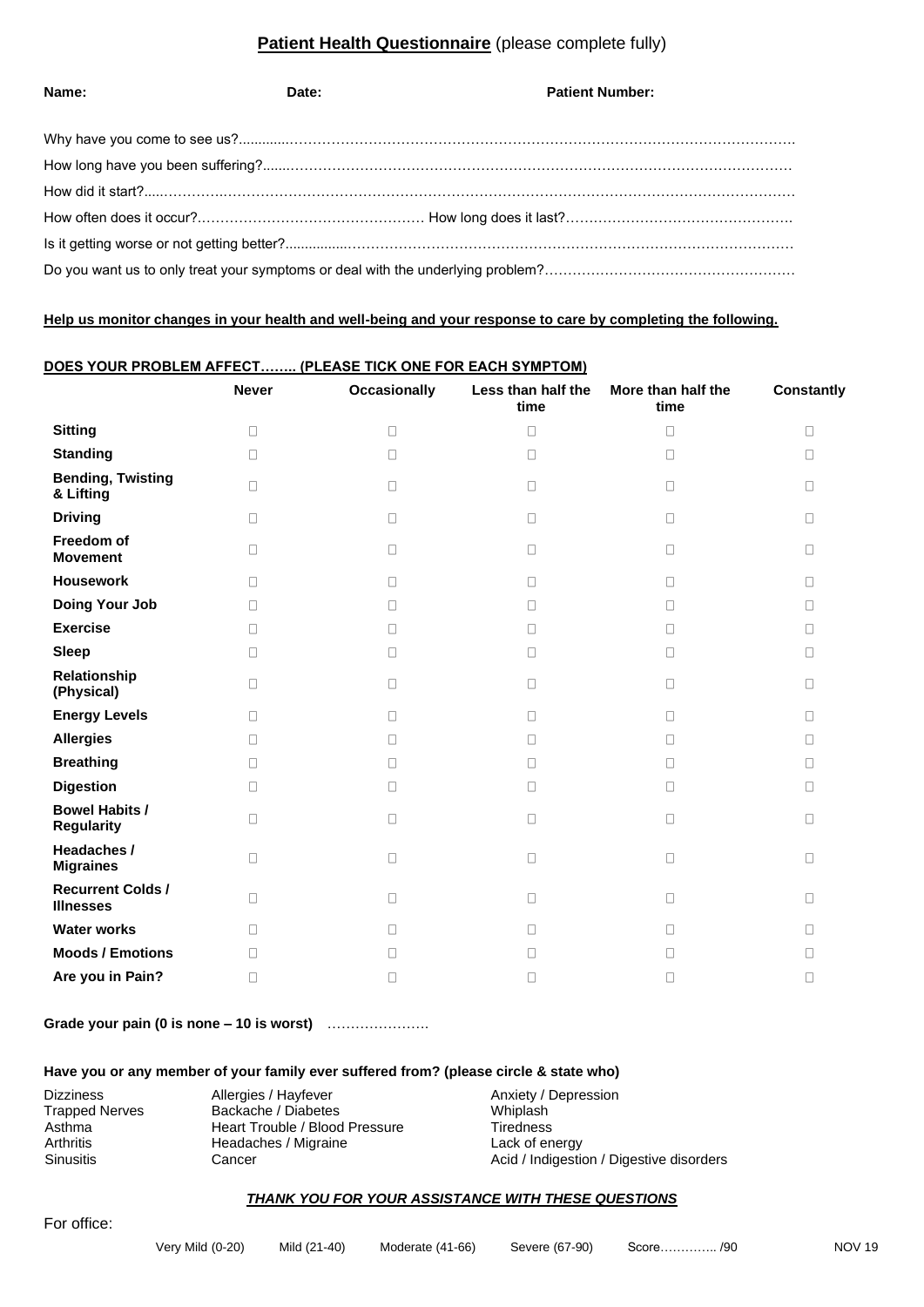# **Patient Health Questionnaire** (please complete fully)

**Name:** **Date:** **Patient Number:**

Why have you come to see us?...........................................................................................................

How long have you been suffering?...................................................................................................

How did it start?...................................................................................................................................

How often does it occur?…………………………………………… How long does it last?…………………………………………….

Is it getting worse or not getting better?...............................................................................................

Do you want us to only treat your symptoms or deal with the underlying problem?………………………………………………

**Help us monitor changes in your health and well-being and your response to care by completing the following.**

**DOES YOUR PROBLEM AFFECT…….. (PLEASE TICK ONE FOR EACH SYMPTOM)**

| | Never | Occasionally | Less than half the time | More than half the time | Constantly |
|---|---|---|---|---|---|
| **Sitting** | ☐ | ☐ | ☐ | ☐ | ☐ |
| **Standing** | ☐ | ☐ | ☐ | ☐ | ☐ |
| **Bending, Twisting & Lifting** | ☐ | ☐ | ☐ | ☐ | ☐ |
| **Driving** | ☐ | ☐ | ☐ | ☐ | ☐ |
| **Freedom of Movement** | ☐ | ☐ | ☐ | ☐ | ☐ |
| **Housework** | ☐ | ☐ | ☐ | ☐ | ☐ |
| **Doing Your Job** | ☐ | ☐ | ☐ | ☐ | ☐ |
| **Exercise** | ☐ | ☐ | ☐ | ☐ | ☐ |
| **Sleep** | ☐ | ☐ | ☐ | ☐ | ☐ |
| **Relationship (Physical)** | ☐ | ☐ | ☐ | ☐ | ☐ |
| **Energy Levels** | ☐ | ☐ | ☐ | ☐ | ☐ |
| **Allergies** | ☐ | ☐ | ☐ | ☐ | ☐ |
| **Breathing** | ☐ | ☐ | ☐ | ☐ | ☐ |
| **Digestion** | ☐ | ☐ | ☐ | ☐ | ☐ |
| **Bowel Habits / Regularity** | ☐ | ☐ | ☐ | ☐ | ☐ |
| **Headaches / Migraines** | ☐ | ☐ | ☐ | ☐ | ☐ |
| **Recurrent Colds / Illnesses** | ☐ | ☐ | ☐ | ☐ | ☐ |
| **Water works** | ☐ | ☐ | ☐ | ☐ | ☐ |
| **Moods / Emotions** | ☐ | ☐ | ☐ | ☐ | ☐ |
| **Are you in Pain?** | ☐ | ☐ | ☐ | ☐ | ☐ |

**Grade your pain (0 is none – 10 is worst)** ………………….

**Have you or any member of your family ever suffered from? (please circle & state who)**

| | | |
|---|---|---|
| Dizziness | Allergies / Hayfever | Anxiety / Depression |
| Trapped Nerves | Backache / Diabetes | Whiplash |
| Asthma | Heart Trouble / Blood Pressure | Tiredness |
| Arthritis | Headaches / Migraine | Lack of energy |
| Sinusitis | Cancer | Acid / Indigestion / Digestive disorders |

***THANK YOU FOR YOUR ASSISTANCE WITH THESE QUESTIONS***

For office:

Very Mild (0-20) Mild (21-40) Moderate (41-66) Severe (67-90) Score………….. /90

NOV 19